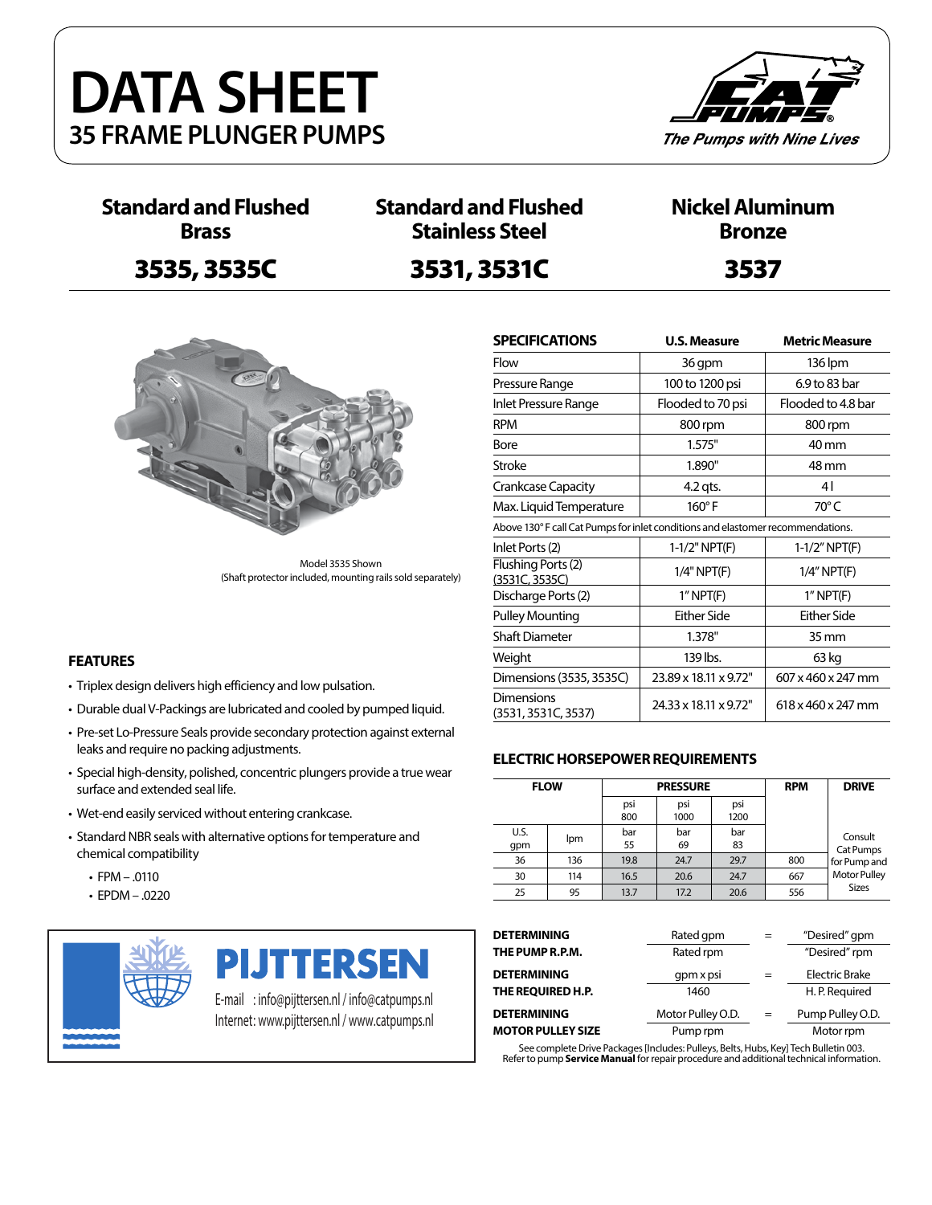# DATA SHEET

## 35 FRAME PLUNGER PUMPS

*The Pumps with Nine Lives*

| Standard and Flushed Brass | Standard and Flushed Stainless Steel | Nickel Aluminum Bronze |
|---|---|---|
| **3535, 3535C** | **3531, 3531C** | **3537** |

Model 3535 Shown
(Shaft protector included, mounting rails sold separately)

| SPECIFICATIONS | U.S. Measure | Metric Measure |
|---|---|---|
| Flow | 36 gpm | 136 lpm |
| Pressure Range | 100 to 1200 psi | 6.9 to 83 bar |
| Inlet Pressure Range | Flooded to 70 psi | Flooded to 4.8 bar |
| RPM | 800 rpm | 800 rpm |
| Bore | 1.575" | 40 mm |
| Stroke | 1.890" | 48 mm |
| Crankcase Capacity | 4.2 qts. | 4 l |
| Max. Liquid Temperature | 160° F | 70° C |
| Above 130° F call Cat Pumps for inlet conditions and elastomer recommendations. | | |
| Inlet Ports (2) | 1-1/2" NPT(F) | 1-1/2" NPT(F) |
| Flushing Ports (2) (3531C, 3535C) | 1/4" NPT(F) | 1/4" NPT(F) |
| Discharge Ports (2) | 1" NPT(F) | 1" NPT(F) |
| Pulley Mounting | Either Side | Either Side |
| Shaft Diameter | 1.378" | 35 mm |
| Weight | 139 lbs. | 63 kg |
| Dimensions (3535, 3535C) | 23.89 x 18.11 x 9.72" | 607 x 460 x 247 mm |
| Dimensions (3531, 3531C, 3537) | 24.33 x 18.11 x 9.72" | 618 x 460 x 247 mm |

### FEATURES

- Triplex design delivers high efficiency and low pulsation.
- Durable dual V-Packings are lubricated and cooled by pumped liquid.
- Pre-set Lo-Pressure Seals provide secondary protection against external leaks and require no packing adjustments.
- Special high-density, polished, concentric plungers provide a true wear surface and extended seal life.
- Wet-end easily serviced without entering crankcase.
- Standard NBR seals with alternative options for temperature and chemical compatibility
  - FPM – .0110
  - EPDM – .0220

### ELECTRIC HORSEPOWER REQUIREMENTS

| FLOW | | PRESSURE | | | RPM | DRIVE |
|---|---|---|---|---|---|---|
| | | psi 800 | psi 1000 | psi 1200 | | |
| U.S. gpm | lpm | bar 55 | bar 69 | bar 83 | | |
| 36 | 136 | 19.8 | 24.7 | 29.7 | 800 | Consult Cat Pumps for Pump and Motor Pulley Sizes |
| 30 | 114 | 16.5 | 20.6 | 24.7 | 667 | |
| 25 | 95 | 13.7 | 17.2 | 20.6 | 556 | |

**PIJTTERSEN**

E-mail : info@pijttersen.nl / info@catpumps.nl
Internet: www.pijttersen.nl / www.catpumps.nl

| | | | |
|---|---|---|---|
| **DETERMINING THE PUMP R.P.M.** | Rated gpm / Rated rpm | = | "Desired" gpm / "Desired" rpm |
| **DETERMINING THE REQUIRED H.P.** | gpm x psi / 1460 | = | Electric Brake H. P. Required |
| **DETERMINING MOTOR PULLEY SIZE** | Motor Pulley O.D. / Pump rpm | = | Pump Pulley O.D. / Motor rpm |

See complete Drive Packages [Includes: Pulleys, Belts, Hubs, Key] Tech Bulletin 003.
Refer to pump **Service Manual** for repair procedure and additional technical information.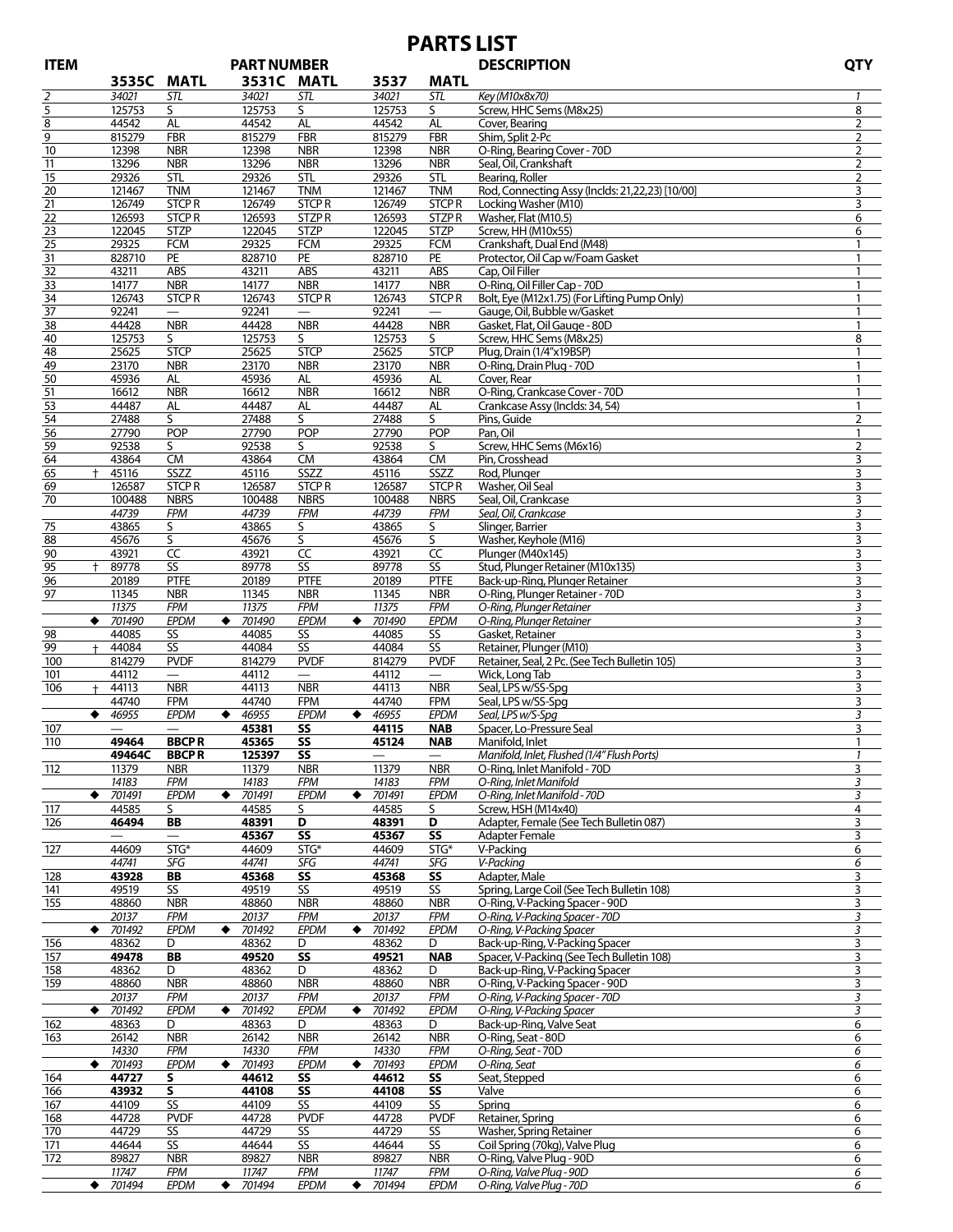# PARTS LIST

| ITEM | | 3535C | MATL | | 3531C | MATL | | 3537 | MATL | DESCRIPTION | QTY |
|---|---|---|---|---|---|---|---|---|---|---|---|
| | | | | | PART NUMBER | | | | | | |
| 2 | | *34021* | *STL* | | *34021* | *STL* | | *34021* | *STL* | *Key (M10x8x70)* | *1* |
| 5 | | 125753 | S | | 125753 | S | | 125753 | S | Screw, HHC Sems (M8x25) | 8 |
| 8 | | 44542 | AL | | 44542 | AL | | 44542 | AL | Cover, Bearing | 2 |
| 9 | | 815279 | FBR | | 815279 | FBR | | 815279 | FBR | Shim, Split 2-Pc | 2 |
| 10 | | 12398 | NBR | | 12398 | NBR | | 12398 | NBR | O-Ring, Bearing Cover - 70D | 2 |
| 11 | | 13296 | NBR | | 13296 | NBR | | 13296 | NBR | Seal, Oil, Crankshaft | 2 |
| 15 | | 29326 | STL | | 29326 | STL | | 29326 | STL | Bearing, Roller | 2 |
| 20 | | 121467 | TNM | | 121467 | TNM | | 121467 | TNM | Rod, Connecting Assy (Inclds: 21,22,23) [10/00] | 3 |
| 21 | | 126749 | STCP R | | 126749 | STCP R | | 126749 | STCP R | Locking Washer (M10) | 3 |
| 22 | | 126593 | STCP R | | 126593 | STZP R | | 126593 | STZP R | Washer, Flat (M10.5) | 6 |
| 23 | | 122045 | STZP | | 122045 | STZP | | 122045 | STZP | Screw, HH (M10x55) | 6 |
| 25 | | 29325 | FCM | | 29325 | FCM | | 29325 | FCM | Crankshaft, Dual End (M48) | 1 |
| 31 | | 828710 | PE | | 828710 | PE | | 828710 | PE | Protector, Oil Cap w/Foam Gasket | 1 |
| 32 | | 43211 | ABS | | 43211 | ABS | | 43211 | ABS | Cap, Oil Filler | 1 |
| 33 | | 14177 | NBR | | 14177 | NBR | | 14177 | NBR | O-Ring, Oil Filler Cap - 70D | 1 |
| 34 | | 126743 | STCP R | | 126743 | STCP R | | 126743 | STCP R | Bolt, Eye (M12x1.75) (For Lifting Pump Only) | 1 |
| 37 | | 92241 | — | | 92241 | — | | 92241 | — | Gauge, Oil, Bubble w/Gasket | 1 |
| 38 | | 44428 | NBR | | 44428 | NBR | | 44428 | NBR | Gasket, Flat, Oil Gauge - 80D | 1 |
| 40 | | 125753 | S | | 125753 | S | | 125753 | S | Screw, HHC Sems (M8x25) | 8 |
| 48 | | 25625 | STCP | | 25625 | STCP | | 25625 | STCP | Plug, Drain (1/4"x19BSP) | 1 |
| 49 | | 23170 | NBR | | 23170 | NBR | | 23170 | NBR | O-Ring, Drain Plug - 70D | 1 |
| 50 | | 45936 | AL | | 45936 | AL | | 45936 | AL | Cover, Rear | 1 |
| 51 | | 16612 | NBR | | 16612 | NBR | | 16612 | NBR | O-Ring, Crankcase Cover - 70D | 1 |
| 53 | | 44487 | AL | | 44487 | AL | | 44487 | AL | Crankcase Assy (Inclds: 34, 54) | 1 |
| 54 | | 27488 | S | | 27488 | S | | 27488 | S | Pins, Guide | 2 |
| 56 | | 27790 | POP | | 27790 | POP | | 27790 | POP | Pan, Oil | 1 |
| 59 | | 92538 | S | | 92538 | S | | 92538 | S | Screw, HHC Sems (M6x16) | 2 |
| 64 | | 43864 | CM | | 43864 | CM | | 43864 | CM | Pin, Crosshead | 3 |
| 65 | † | 45116 | SSZZ | | 45116 | SSZZ | | 45116 | SSZZ | Rod, Plunger | 3 |
| 69 | | 126587 | STCP R | | 126587 | STCP R | | 126587 | STCP R | Washer, Oil Seal | 3 |
| 70 | | 100488 | NBRS | | 100488 | NBRS | | 100488 | NBRS | Seal, Oil, Crankcase | 3 |
| | | *44739* | *FPM* | | *44739* | *FPM* | | *44739* | *FPM* | *Seal, Oil, Crankcase* | *3* |
| 75 | | 43865 | S | | 43865 | S | | 43865 | S | Slinger, Barrier | 3 |
| 88 | | 45676 | S | | 45676 | S | | 45676 | S | Washer, Keyhole (M16) | 3 |
| 90 | | 43921 | CC | | 43921 | CC | | 43921 | CC | Plunger (M40x145) | 3 |
| 95 | † | 89778 | SS | | 89778 | SS | | 89778 | SS | Stud, Plunger Retainer (M10x135) | 3 |
| 96 | | 20189 | PTFE | | 20189 | PTFE | | 20189 | PTFE | Back-up-Ring, Plunger Retainer | 3 |
| 97 | | 11345 | NBR | | 11345 | NBR | | 11345 | NBR | O-Ring, Plunger Retainer - 70D | 3 |
| | | *11375* | *FPM* | | *11375* | *FPM* | | *11375* | *FPM* | *O-Ring, Plunger Retainer* | *3* |
| | ◆ | *701490* | *EPDM* | ◆ | *701490* | *EPDM* | ◆ | *701490* | *EPDM* | *O-Ring, Plunger Retainer* | *3* |
| 98 | | 44085 | SS | | 44085 | SS | | 44085 | SS | Gasket, Retainer | 3 |
| 99 | † | 44084 | SS | | 44084 | SS | | 44084 | SS | Retainer, Plunger (M10) | 3 |
| 100 | | 814279 | PVDF | | 814279 | PVDF | | 814279 | PVDF | Retainer, Seal, 2 Pc. (See Tech Bulletin 105) | 3 |
| 101 | | 44112 | — | | 44112 | — | | 44112 | — | Wick, Long Tab | 3 |
| 106 | † | 44113 | NBR | | 44113 | NBR | | 44113 | NBR | Seal, LPS w/SS-Spg | 3 |
| | | 44740 | FPM | | 44740 | FPM | | 44740 | FPM | Seal, LPS w/SS-Spg | 3 |
| | ◆ | *46955* | *EPDM* | ◆ | *46955* | *EPDM* | ◆ | *46955* | *EPDM* | *Seal, LPS w/S-Spg* | *3* |
| 107 | | — | — | | **45381** | **SS** | | **44115** | **NAB** | Spacer, Lo-Pressure Seal | 3 |
| 110 | | **49464** | **BBCP R** | | **45365** | **SS** | | **45124** | **NAB** | Manifold, Inlet | 1 |
| | | **49464C** | **BBCP R** | | **125397** | **SS** | | — | — | *Manifold, Inlet, Flushed (1/4" Flush Ports)* | *1* |
| 112 | | 11379 | NBR | | 11379 | NBR | | 11379 | NBR | O-Ring, Inlet Manifold - 70D | 3 |
| | | *14183* | *FPM* | | *14183* | *FPM* | | *14183* | *FPM* | *O-Ring, Inlet Manifold* | *3* |
| | ◆ | *701491* | *EPDM* | ◆ | *701491* | *EPDM* | ◆ | *701491* | *EPDM* | *O-Ring, Inlet Manifold - 70D* | *3* |
| 117 | | 44585 | S | | 44585 | S | | 44585 | S | Screw, HSH (M14x40) | 4 |
| 126 | | **46494** | **BB** | | **48391** | **D** | | **48391** | **D** | Adapter, Female (See Tech Bulletin 087) | 3 |
| | | — | — | | **45367** | **SS** | | **45367** | **SS** | Adapter Female | 3 |
| 127 | | 44609 | STG* | | 44609 | STG* | | 44609 | STG* | V-Packing | 6 |
| | | *44741* | *SFG* | | *44741* | *SFG* | | *44741* | *SFG* | *V-Packing* | *6* |
| 128 | | **43928** | **BB** | | **45368** | **SS** | | **45368** | **SS** | Adapter, Male | 3 |
| 141 | | 49519 | SS | | 49519 | SS | | 49519 | SS | Spring, Large Coil (See Tech Bulletin 108) | 3 |
| 155 | | 48860 | NBR | | 48860 | NBR | | 48860 | NBR | O-Ring, V-Packing Spacer - 90D | 3 |
| | | *20137* | *FPM* | | *20137* | *FPM* | | *20137* | *FPM* | *O-Ring, V-Packing Spacer - 70D* | *3* |
| | ◆ | *701492* | *EPDM* | ◆ | *701492* | *EPDM* | ◆ | *701492* | *EPDM* | *O-Ring, V-Packing Spacer* | *3* |
| 156 | | 48362 | D | | 48362 | D | | 48362 | D | Back-up-Ring, V-Packing Spacer | 3 |
| 157 | | **49478** | **BB** | | **49520** | **SS** | | **49521** | **NAB** | Spacer, V-Packing (See Tech Bulletin 108) | 3 |
| 158 | | 48362 | D | | 48362 | D | | 48362 | D | Back-up-Ring, V-Packing Spacer | 3 |
| 159 | | 48860 | NBR | | 48860 | NBR | | 48860 | NBR | O-Ring, V-Packing Spacer - 90D | 3 |
| | | *20137* | *FPM* | | *20137* | *FPM* | | *20137* | *FPM* | *O-Ring, V-Packing Spacer - 70D* | *3* |
| | ◆ | *701492* | *EPDM* | ◆ | *701492* | *EPDM* | ◆ | *701492* | *EPDM* | *O-Ring, V-Packing Spacer* | *3* |
| 162 | | 48363 | D | | 48363 | D | | 48363 | D | Back-up-Ring, Valve Seat | 6 |
| 163 | | 26142 | NBR | | 26142 | NBR | | 26142 | NBR | O-Ring, Seat - 80D | 6 |
| | | *14330* | *FPM* | | *14330* | *FPM* | | *14330* | *FPM* | *O-Ring, Seat - 70D* | *6* |
| | ◆ | *701493* | *EPDM* | ◆ | *701493* | *EPDM* | ◆ | *701493* | *EPDM* | *O-Ring, Seat* | *6* |
| 164 | | **44727** | **S** | | **44612** | **SS** | | **44612** | **SS** | Seat, Stepped | 6 |
| 166 | | **43932** | **S** | | **44108** | **SS** | | **44108** | **SS** | Valve | 6 |
| 167 | | 44109 | SS | | 44109 | SS | | 44109 | SS | Spring | 6 |
| 168 | | 44728 | PVDF | | 44728 | PVDF | | 44728 | PVDF | Retainer, Spring | 6 |
| 170 | | 44729 | SS | | 44729 | SS | | 44729 | SS | Washer, Spring Retainer | 6 |
| 171 | | 44644 | SS | | 44644 | SS | | 44644 | SS | Coil Spring (70kg), Valve Plug | 6 |
| 172 | | 89827 | NBR | | 89827 | NBR | | 89827 | NBR | O-Ring, Valve Plug - 90D | 6 |
| | | *11747* | *FPM* | | *11747* | *FPM* | | *11747* | *FPM* | *O-Ring, Valve Plug - 90D* | *6* |
| | ◆ | *701494* | *EPDM* | ◆ | *701494* | *EPDM* | ◆ | *701494* | *EPDM* | *O-Ring, Valve Plug - 70D* | *6* |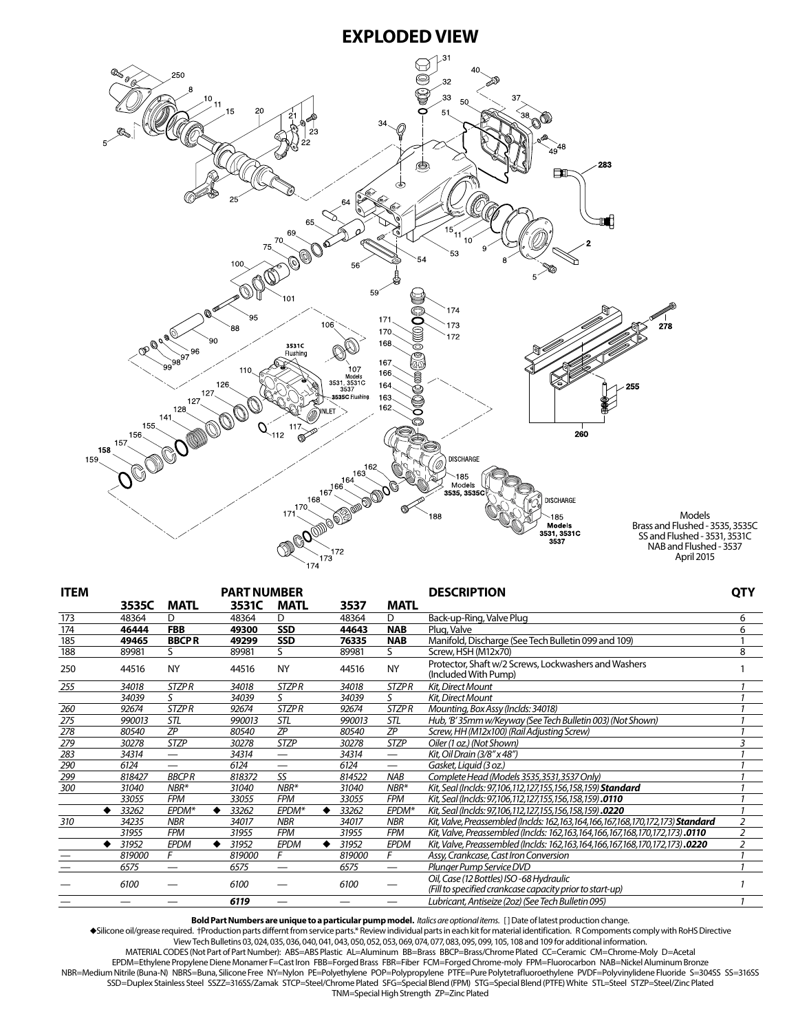# EXPLODED VIEW

Models
Brass and Flushed - 3535, 3535C
SS and Flushed - 3531, 3531C
NAB and Flushed - 3537
April 2015

| ITEM | PART NUMBER | | | | | | DESCRIPTION | QTY |
|---|---|---|---|---|---|---|---|---|
| | 3535C | MATL | 3531C | MATL | 3537 | MATL | | |
| 173 | 48364 | D | 48364 | D | 48364 | D | Back-up-Ring, Valve Plug | 6 |
| 174 | **46444** | **FBB** | **49300** | **SSD** | **44643** | **NAB** | Plug, Valve | 6 |
| 185 | **49465** | **BBCP R** | **49299** | **SSD** | **76335** | **NAB** | Manifold, Discharge (See Tech Bulletin 099 and 109) | 1 |
| 188 | 89981 | S | 89981 | S | 89981 | S | Screw, HSH (M12x70) | 8 |
| 250 | 44516 | NY | 44516 | NY | 44516 | NY | Protector, Shaft w/2 Screws, Lockwashers and Washers (Included With Pump) | 1 |
| *255* | *34018* | *STZP R* | *34018* | *STZP R* | *34018* | *STZP R* | *Kit, Direct Mount* | *1* |
| | *34039* | *S* | *34039* | *S* | *34039* | *S* | *Kit, Direct Mount* | *1* |
| *260* | *92674* | *STZP R* | *92674* | *STZP R* | *92674* | *STZP R* | *Mounting, Box Assy (Inclds: 34018)* | *1* |
| *275* | *990013* | *STL* | *990013* | *STL* | *990013* | *STL* | *Hub, 'B' 35mm w/Keyway (See Tech Bulletin 003) (Not Shown)* | *1* |
| *278* | *80540* | *ZP* | *80540* | *ZP* | *80540* | *ZP* | *Screw, HH (M12x100) (Rail Adjusting Screw)* | *1* |
| *279* | *30278* | *STZP* | *30278* | *STZP* | *30278* | *STZP* | *Oiler (1 oz.) (Not Shown)* | *3* |
| *283* | *34314* | *—* | *34314* | *—* | *34314* | *—* | *Kit, Oil Drain (3/8" x 48")* | *1* |
| *290* | *6124* | *—* | *6124* | *—* | *6124* | *—* | *Gasket, Liquid (3 oz.)* | *1* |
| *299* | *818427* | *BBCP R* | *818372* | *SS* | *814522* | *NAB* | *Complete Head (Models 3535,3531,3537 Only)* | *1* |
| *300* | *31040* | *NBR** | *31040* | *NBR** | *31040* | *NBR** | *Kit, Seal (Inclds: 97,106,112,127,155,156,158,159)* ***Standard*** | *1* |
| | *33055* | *FPM* | *33055* | *FPM* | *33055* | *FPM* | *Kit, Seal (Inclds: 97,106,112,127,155,156,158,159)* ***.0110*** | *1* |
| | ◆ *33262* | *EPDM** | ◆ *33262* | *EPDM** | ◆ *33262* | *EPDM** | *Kit, Seal (Inclds: 97,106,112,127,155,156,158,159)* ***.0220*** | *1* |
| *310* | *34235* | *NBR* | *34017* | *NBR* | *34017* | *NBR* | *Kit, Valve, Preassembled (Inclds: 162,163,164,166,167,168,170,172,173)* ***Standard*** | *2* |
| | *31955* | *FPM* | *31955* | *FPM* | *31955* | *FPM* | *Kit, Valve, Preassembled (Inclds: 162,163,164,166,167,168,170,172,173)* ***.0110*** | *2* |
| | ◆ *31952* | *EPDM* | ◆ *31952* | *EPDM* | ◆ *31952* | *EPDM* | *Kit, Valve, Preassembled (Inclds: 162,163,164,166,167,168,170,172,173)* ***.0220*** | *2* |
| *—* | *819000* | *F* | *819000* | *F* | *819000* | *F* | *Assy, Crankcase, Cast Iron Conversion* | *1* |
| *—* | *6575* | *—* | *6575* | *—* | *6575* | *—* | *Plunger Pump Service DVD* | *1* |
| *—* | *6100* | *—* | *6100* | *—* | *6100* | *—* | *Oil, Case (12 Bottles) ISO -68 Hydraulic (Fill to specified crankcase capacity prior to start-up)* | *1* |
| *—* | *—* | *—* | ***6119*** | *—* | *—* | *—* | *Lubricant, Antiseize (2oz) (See Tech Bulletin 095)* | *1* |

**Bold Part Numbers are unique to a particular pump model.** *Italics are optional items.* [ ] Date of latest production change.
◆Silicone oil/grease required. †Production parts differnt from service parts.* Review individual parts in each kit for material identification. R Compoments comply with RoHS Directive
View Tech Bulletins 03, 024, 035, 036, 040, 041, 043, 050, 052, 053, 069, 074, 077, 083, 095, 099, 105, 108 and 109 for additional information.
MATERIAL CODES (Not Part of Part Number): ABS=ABS Plastic AL=Aluminum BB=Brass BBCP=Brass/Chrome Plated CC=Ceramic CM=Chrome-Moly D=Acetal
EPDM=Ethylene Propylene Diene Monamer F=Cast Iron FBB=Forged Brass FBR=Fiber FCM=Forged Chrome-moly FPM=Fluorocarbon NAB=Nickel Aluminum Bronze
NBR=Medium Nitrile (Buna-N) NBRS=Buna, Silicone Free NY=Nylon PE=Polyethylene POP=Polypropylene PTFE=Pure Polytetrafluoroethylene PVDF=Polyvinylidene Fluoride S=304SS SS=316SS
SSD=Duplex Stainless Steel SSZZ=316SS/Zamak STCP=Steel/Chrome Plated SFG=Special Blend (FPM) STG=Special Blend (PTFE) White STL=Steel STZP=Steel/Zinc Plated
TNM=Special High Strength ZP=Zinc Plated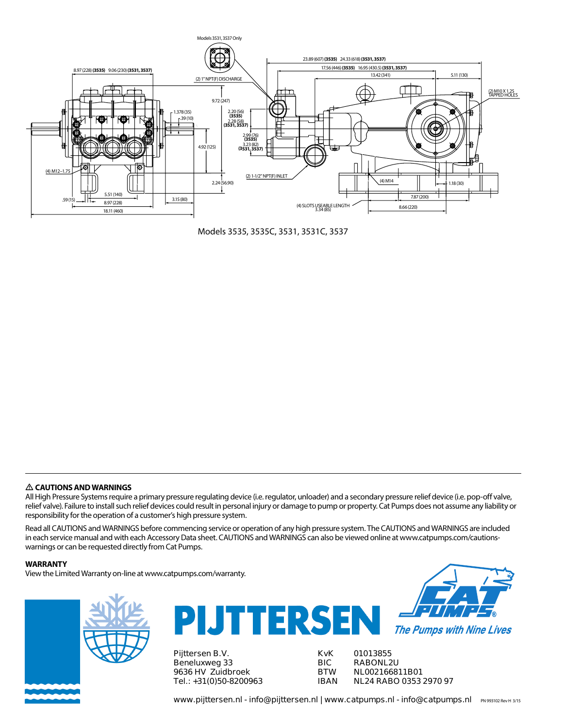Models 3531, 3537 Only

8.97 (228) **(3535)** 9.06 (230) **(3531, 3537)**

(2) 1" NPT(F) DISCHARGE

23.89 (607) **(3535)** 24.33 (618) **(3531, 3537)**

17.56 (446) **(3535)** 16.95 (430.5) **(3531, 3537)**

13.42 (341)

5.11 (130)

(2) M10 X 1.25 TAPPED HOLES

9.72 (247)

1.378 (35)

.39 (10)

2.20 (56) **(3535)**

2.28 (58) **(3531, 3537)**

2.99 (76) **(3535)**

3.23 (82) **(3531, 3537)**

4.92 (125)

(4) M12–1.75

2.24 (56.90)

(2) 1-1/2" NPT(F) INLET

(4) M14

1.18 (30)

5.51 (140)

.59 (15)

8.97 (228)

3.15 (80)

18.11 (460)

7.87 (200)

(4) SLOTS USEABLE LENGTH 3.34 (85)

8.66 (220)

Models 3535, 3535C, 3531, 3531C, 3537

### ⚠ CAUTIONS AND WARNINGS

All High Pressure Systems require a primary pressure regulating device (i.e. regulator, unloader) and a secondary pressure relief device (i.e. pop-off valve, relief valve). Failure to install such relief devices could result in personal injury or damage to pump or property. Cat Pumps does not assume any liability or responsibility for the operation of a customer's high pressure system.

Read all CAUTIONS and WARNINGS before commencing service or operation of any high pressure system. The CAUTIONS and WARNINGS are included in each service manual and with each Accessory Data sheet. CAUTIONS and WARNINGS can also be viewed online at www.catpumps.com/cautions-warnings or can be requested directly from Cat Pumps.

### WARRANTY

View the Limited Warranty on-line at www.catpumps.com/warranty.

**PIJTTERSEN**

**CAT PUMPS®** *The Pumps with Nine Lives*

Pijttersen B.V.
Beneluxweg 33
9636 HV Zuidbroek
Tel.: +31(0)50-8200963

| | |
|---|---|
| KvK | 01013855 |
| BIC | RABONL2U |
| BTW | NL002166811B01 |
| IBAN | NL24 RABO 0353 2970 97 |

www.pijttersen.nl - info@pijttersen.nl | www.catpumps.nl - info@catpumps.nl

PN 993102 Rev H 3/15